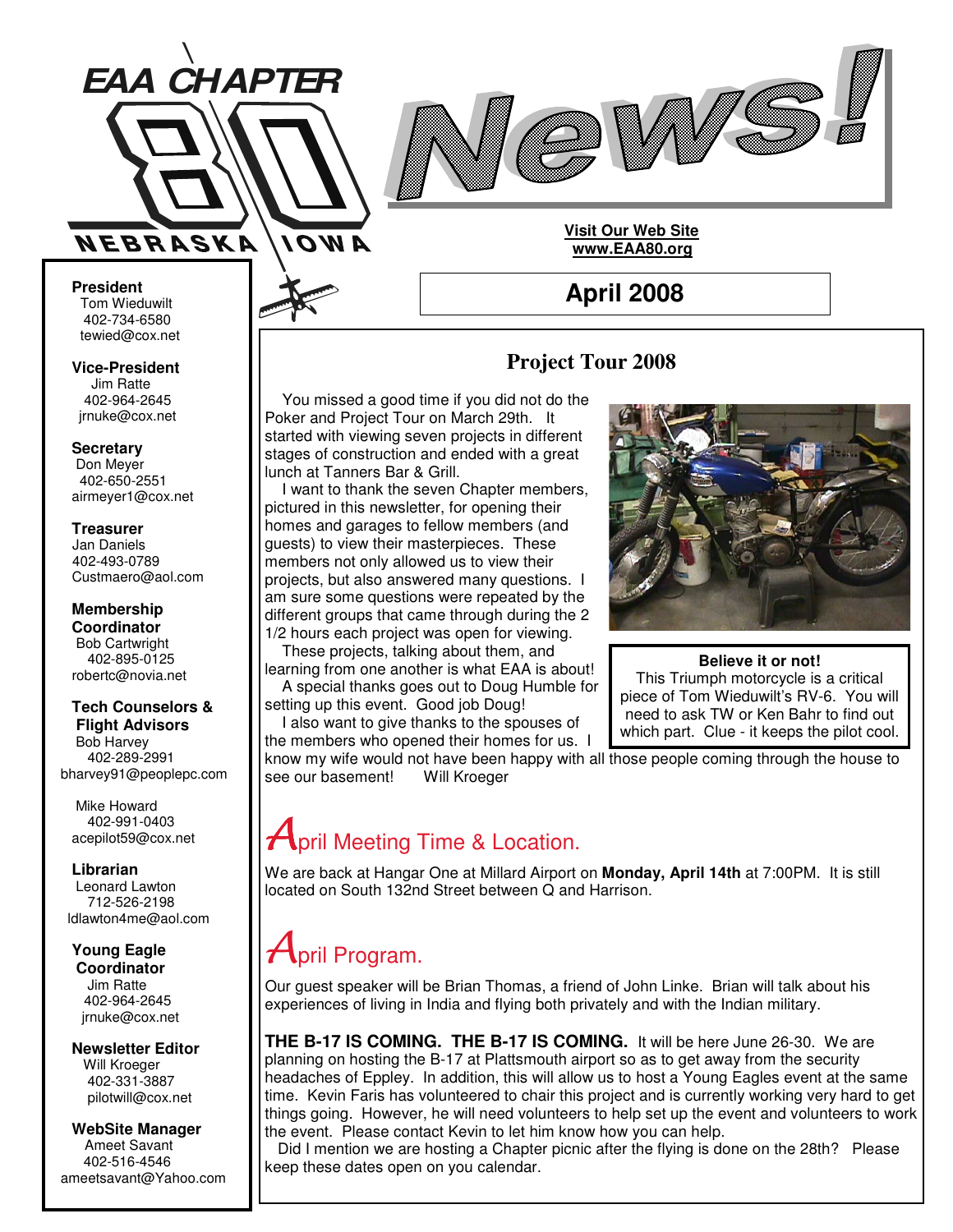# EAA CHAPTER 80 NEBRASKA IOWA

# News!

**Visit Our Web Site**
**www.EAA80.org**

## April 2008

**President**
Tom Wieduwilt
402-734-6580
tewied@cox.net

**Vice-President**
Jim Ratte
402-964-2645
jrnuke@cox.net

**Secretary**
Don Meyer
402-650-2551
airmeyer1@cox.net

**Treasurer**
Jan Daniels
402-493-0789
Custmaero@aol.com

**Membership Coordinator**
Bob Cartwright
402-895-0125
robertc@novia.net

**Tech Counselors & Flight Advisors**
Bob Harvey
402-289-2991
bharvey91@peoplepc.com

Mike Howard
402-991-0403
acepilot59@cox.net

**Librarian**
Leonard Lawton
712-526-2198
ldlawton4me@aol.com

**Young Eagle Coordinator**
Jim Ratte
402-964-2645
jrnuke@cox.net

**Newsletter Editor**
Will Kroeger
402-331-3887
pilotwill@cox.net

**WebSite Manager**
Ameet Savant
402-516-4546
ameetsavant@Yahoo.com

## Project Tour 2008

You missed a good time if you did not do the Poker and Project Tour on March 29th. It started with viewing seven projects in different stages of construction and ended with a great lunch at Tanners Bar & Grill.

I want to thank the seven Chapter members, pictured in this newsletter, for opening their homes and garages to fellow members (and guests) to view their masterpieces. These members not only allowed us to view their projects, but also answered many questions. I am sure some questions were repeated by the different groups that came through during the 2 1/2 hours each project was open for viewing.

These projects, talking about them, and learning from one another is what EAA is about!

A special thanks goes out to Doug Humble for setting up this event. Good job Doug!

I also want to give thanks to the spouses of the members who opened their homes for us. I know my wife would not have been happy with all those people coming through the house to see our basement! Will Kroeger

**Believe it or not!**
This Triumph motorcycle is a critical piece of Tom Wieduwilt's RV-6. You will need to ask TW or Ken Bahr to find out which part. Clue - it keeps the pilot cool.

## April Meeting Time & Location.

We are back at Hangar One at Millard Airport on **Monday, April 14th** at 7:00PM. It is still located on South 132nd Street between Q and Harrison.

## April Program.

Our guest speaker will be Brian Thomas, a friend of John Linke. Brian will talk about his experiences of living in India and flying both privately and with the Indian military.

**THE B-17 IS COMING. THE B-17 IS COMING.** It will be here June 26-30. We are planning on hosting the B-17 at Plattsmouth airport so as to get away from the security headaches of Eppley. In addition, this will allow us to host a Young Eagles event at the same time. Kevin Faris has volunteered to chair this project and is currently working very hard to get things going. However, he will need volunteers to help set up the event and volunteers to work the event. Please contact Kevin to let him know how you can help.

Did I mention we are hosting a Chapter picnic after the flying is done on the 28th? Please keep these dates open on you calendar.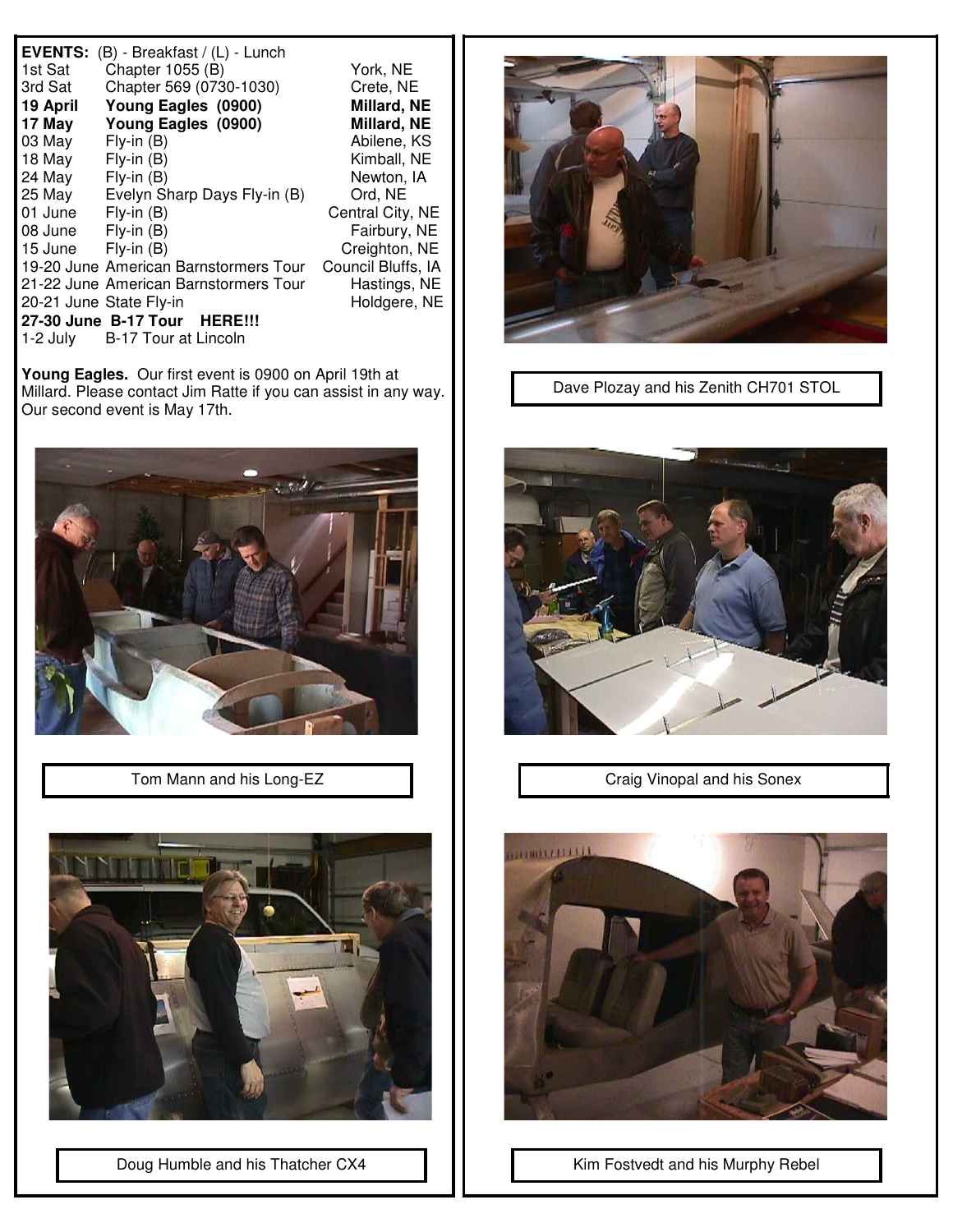**EVENTS:** (B) - Breakfast / (L) - Lunch

| Date | Event | Location |
|---|---|---|
| 1st Sat | Chapter 1055 (B) | York, NE |
| 3rd Sat | Chapter 569 (0730-1030) | Crete, NE |
| **19 April** | **Young Eagles (0900)** | **Millard, NE** |
| **17 May** | **Young Eagles (0900)** | **Millard, NE** |
| 03 May | Fly-in (B) | Abilene, KS |
| 18 May | Fly-in (B) | Kimball, NE |
| 24 May | Fly-in (B) | Newton, IA |
| 25 May | Evelyn Sharp Days Fly-in (B) | Ord, NE |
| 01 June | Fly-in (B) | Central City, NE |
| 08 June | Fly-in (B) | Fairbury, NE |
| 15 June | Fly-in (B) | Creighton, NE |
| 19-20 June | American Barnstormers Tour | Council Bluffs, IA |
| 21-22 June | American Barnstormers Tour | Hastings, NE |
| 20-21 June | State Fly-in | Holdgere, NE |
| **27-30 June** | **B-17 Tour HERE!!!** | |
| 1-2 July | B-17 Tour at Lincoln | |

**Young Eagles.** Our first event is 0900 on April 19th at Millard. Please contact Jim Ratte if you can assist in any way. Our second event is May 17th.

Tom Mann and his Long-EZ

Doug Humble and his Thatcher CX4

Dave Plozay and his Zenith CH701 STOL

Craig Vinopal and his Sonex

Kim Fostvedt and his Murphy Rebel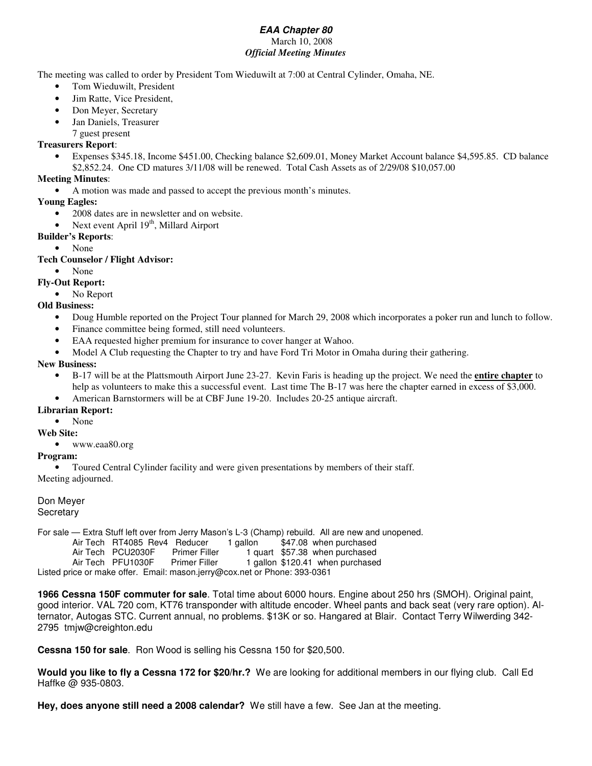***EAA Chapter 80***

March 10, 2008

***Official Meeting Minutes***

The meeting was called to order by President Tom Wieduwilt at 7:00 at Central Cylinder, Omaha, NE.

- Tom Wieduwilt, President
- Jim Ratte, Vice President,
- Don Meyer, Secretary
- Jan Daniels, Treasurer

7 guest present

**Treasurers Report**:

- Expenses $345.18, Income $451.00, Checking balance $2,609.01, Money Market Account balance $4,595.85. CD balance $2,852.24. One CD matures 3/11/08 will be renewed. Total Cash Assets as of 2/29/08 $10,057.00

**Meeting Minutes**:

- A motion was made and passed to accept the previous month's minutes.

**Young Eagles:**

- 2008 dates are in newsletter and on website.
- Next event April 19th, Millard Airport

**Builder's Reports**:

- None

**Tech Counselor / Flight Advisor:**

- None

**Fly-Out Report:**

- No Report

**Old Business:**

- Doug Humble reported on the Project Tour planned for March 29, 2008 which incorporates a poker run and lunch to follow.
- Finance committee being formed, still need volunteers.
- EAA requested higher premium for insurance to cover hanger at Wahoo.
- Model A Club requesting the Chapter to try and have Ford Tri Motor in Omaha during their gathering.

**New Business:**

- B-17 will be at the Plattsmouth Airport June 23-27. Kevin Faris is heading up the project. We need the **entire chapter** to help as volunteers to make this a successful event. Last time The B-17 was here the chapter earned in excess of $3,000.
- American Barnstormers will be at CBF June 19-20. Includes 20-25 antique aircraft.

**Librarian Report:**

- None

**Web Site:**

- www.eaa80.org

**Program:**

- Toured Central Cylinder facility and were given presentations by members of their staff.

Meeting adjourned.

Don Meyer
Secretary

For sale — Extra Stuff left over from Jerry Mason's L-3 (Champ) rebuild. All are new and unopened.

| | | | | |
|---|---|---|---|---|
| Air Tech | RT4085 Rev4 | Reducer | 1 gallon | $47.08 when purchased |
| Air Tech | PCU2030F | Primer Filler | 1 quart | $57.38 when purchased |
| Air Tech | PFU1030F | Primer Filler | 1 gallon | $120.41 when purchased |

Listed price or make offer. Email: mason.jerry@cox.net or Phone: 393-0361

**1966 Cessna 150F commuter for sale**. Total time about 6000 hours. Engine about 250 hrs (SMOH). Original paint, good interior. VAL 720 com, KT76 transponder with altitude encoder. Wheel pants and back seat (very rare option). Alternator, Autogas STC. Current annual, no problems. $13K or so. Hangared at Blair. Contact Terry Wilwerding 342-2795 tmjw@creighton.edu

**Cessna 150 for sale**. Ron Wood is selling his Cessna 150 for $20,500.

**Would you like to fly a Cessna 172 for $20/hr.?** We are looking for additional members in our flying club. Call Ed Haffke @ 935-0803.

**Hey, does anyone still need a 2008 calendar?** We still have a few. See Jan at the meeting.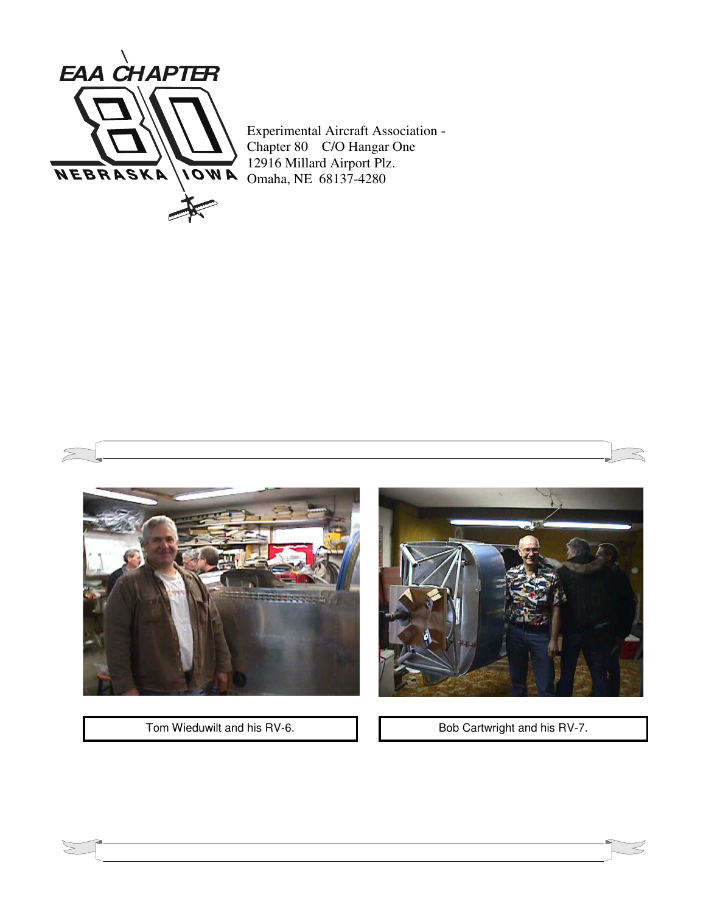EAA CHAPTER 80 NEBRASKA IOWA

Experimental Aircraft Association -
Chapter 80 C/O Hangar One
12916 Millard Airport Plz.
Omaha, NE 68137-4280

Tom Wieduwilt and his RV-6.

Bob Cartwright and his RV-7.